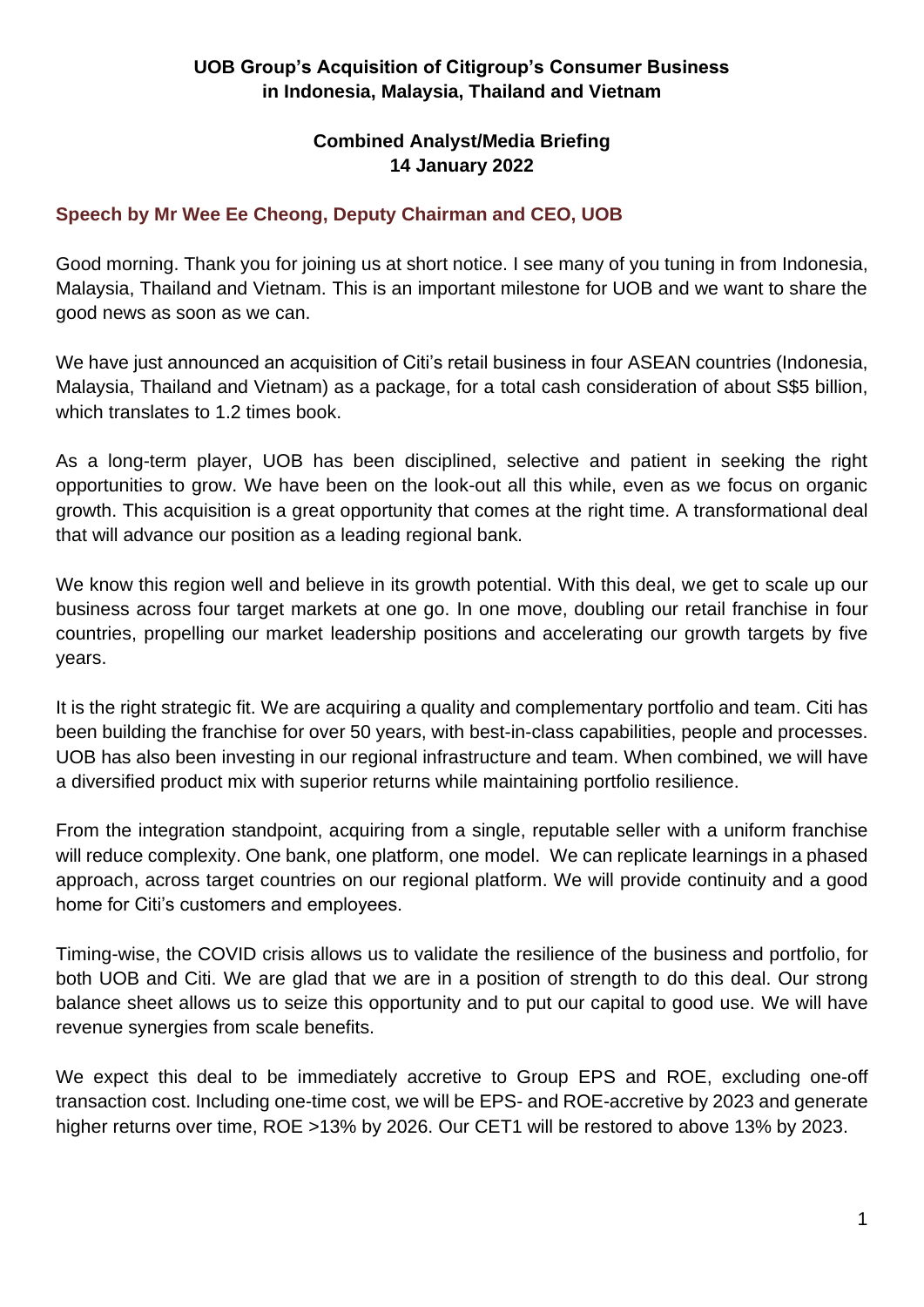# UOB Group's Acquisition of Citigroup's Consumer Business in Indonesia, Malaysia, Thailand and Vietnam

## Combined Analyst/Media Briefing
## 14 January 2022

### Speech by Mr Wee Ee Cheong, Deputy Chairman and CEO, UOB

Good morning. Thank you for joining us at short notice. I see many of you tuning in from Indonesia, Malaysia, Thailand and Vietnam. This is an important milestone for UOB and we want to share the good news as soon as we can.

We have just announced an acquisition of Citi's retail business in four ASEAN countries (Indonesia, Malaysia, Thailand and Vietnam) as a package, for a total cash consideration of about S$5 billion, which translates to 1.2 times book.

As a long-term player, UOB has been disciplined, selective and patient in seeking the right opportunities to grow. We have been on the look-out all this while, even as we focus on organic growth. This acquisition is a great opportunity that comes at the right time. A transformational deal that will advance our position as a leading regional bank.

We know this region well and believe in its growth potential. With this deal, we get to scale up our business across four target markets at one go. In one move, doubling our retail franchise in four countries, propelling our market leadership positions and accelerating our growth targets by five years.

It is the right strategic fit. We are acquiring a quality and complementary portfolio and team. Citi has been building the franchise for over 50 years, with best-in-class capabilities, people and processes. UOB has also been investing in our regional infrastructure and team. When combined, we will have a diversified product mix with superior returns while maintaining portfolio resilience.

From the integration standpoint, acquiring from a single, reputable seller with a uniform franchise will reduce complexity. One bank, one platform, one model. We can replicate learnings in a phased approach, across target countries on our regional platform. We will provide continuity and a good home for Citi's customers and employees.

Timing-wise, the COVID crisis allows us to validate the resilience of the business and portfolio, for both UOB and Citi. We are glad that we are in a position of strength to do this deal. Our strong balance sheet allows us to seize this opportunity and to put our capital to good use. We will have revenue synergies from scale benefits.

We expect this deal to be immediately accretive to Group EPS and ROE, excluding one-off transaction cost. Including one-time cost, we will be EPS- and ROE-accretive by 2023 and generate higher returns over time, ROE >13% by 2026. Our CET1 will be restored to above 13% by 2023.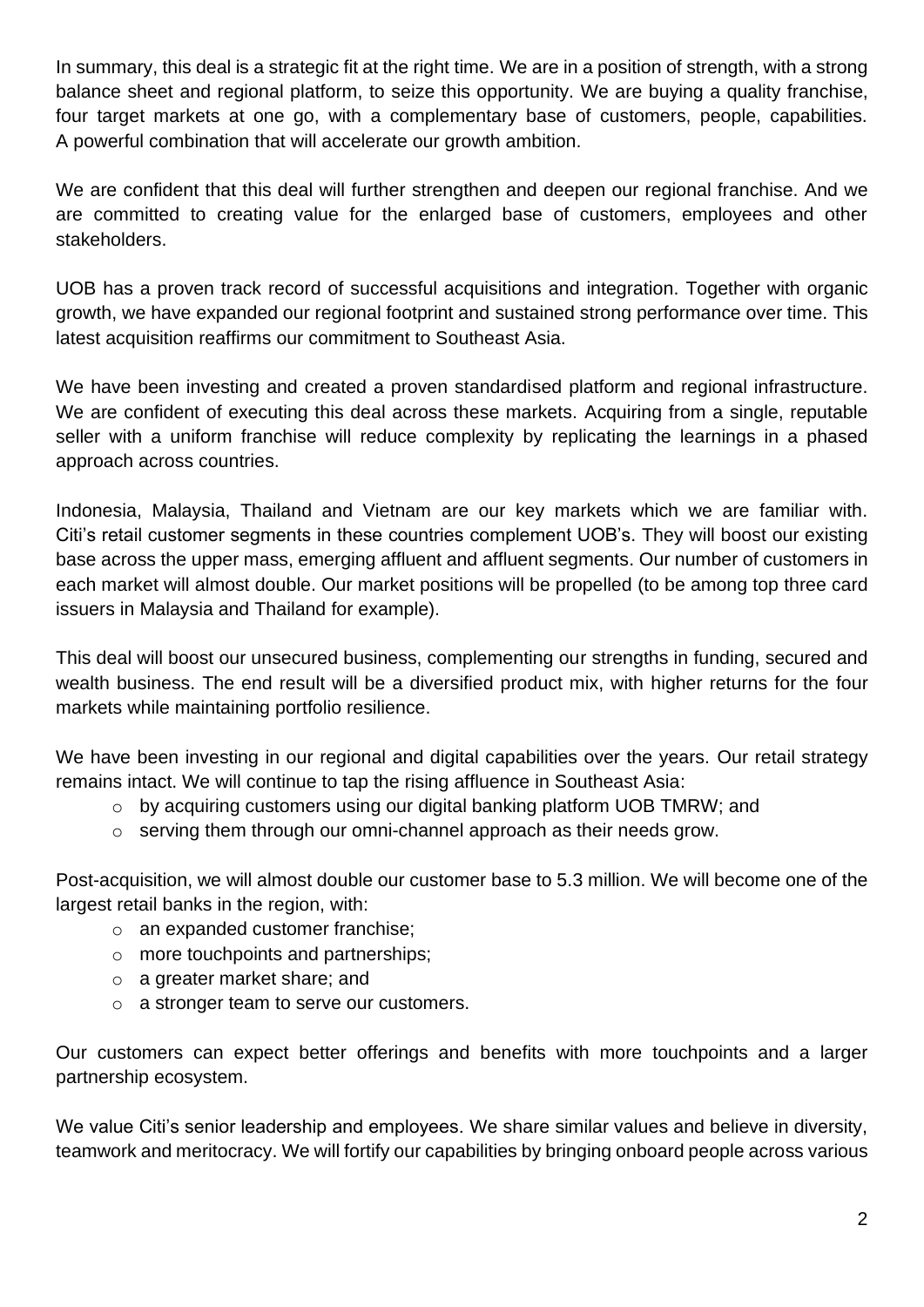In summary, this deal is a strategic fit at the right time. We are in a position of strength, with a strong balance sheet and regional platform, to seize this opportunity. We are buying a quality franchise, four target markets at one go, with a complementary base of customers, people, capabilities. A powerful combination that will accelerate our growth ambition.

We are confident that this deal will further strengthen and deepen our regional franchise. And we are committed to creating value for the enlarged base of customers, employees and other stakeholders.

UOB has a proven track record of successful acquisitions and integration. Together with organic growth, we have expanded our regional footprint and sustained strong performance over time. This latest acquisition reaffirms our commitment to Southeast Asia.

We have been investing and created a proven standardised platform and regional infrastructure. We are confident of executing this deal across these markets. Acquiring from a single, reputable seller with a uniform franchise will reduce complexity by replicating the learnings in a phased approach across countries.

Indonesia, Malaysia, Thailand and Vietnam are our key markets which we are familiar with. Citi's retail customer segments in these countries complement UOB's. They will boost our existing base across the upper mass, emerging affluent and affluent segments. Our number of customers in each market will almost double. Our market positions will be propelled (to be among top three card issuers in Malaysia and Thailand for example).

This deal will boost our unsecured business, complementing our strengths in funding, secured and wealth business. The end result will be a diversified product mix, with higher returns for the four markets while maintaining portfolio resilience.

We have been investing in our regional and digital capabilities over the years. Our retail strategy remains intact. We will continue to tap the rising affluence in Southeast Asia:

- by acquiring customers using our digital banking platform UOB TMRW; and
- serving them through our omni-channel approach as their needs grow.

Post-acquisition, we will almost double our customer base to 5.3 million. We will become one of the largest retail banks in the region, with:

- an expanded customer franchise;
- more touchpoints and partnerships;
- a greater market share; and
- a stronger team to serve our customers.

Our customers can expect better offerings and benefits with more touchpoints and a larger partnership ecosystem.

We value Citi's senior leadership and employees. We share similar values and believe in diversity, teamwork and meritocracy. We will fortify our capabilities by bringing onboard people across various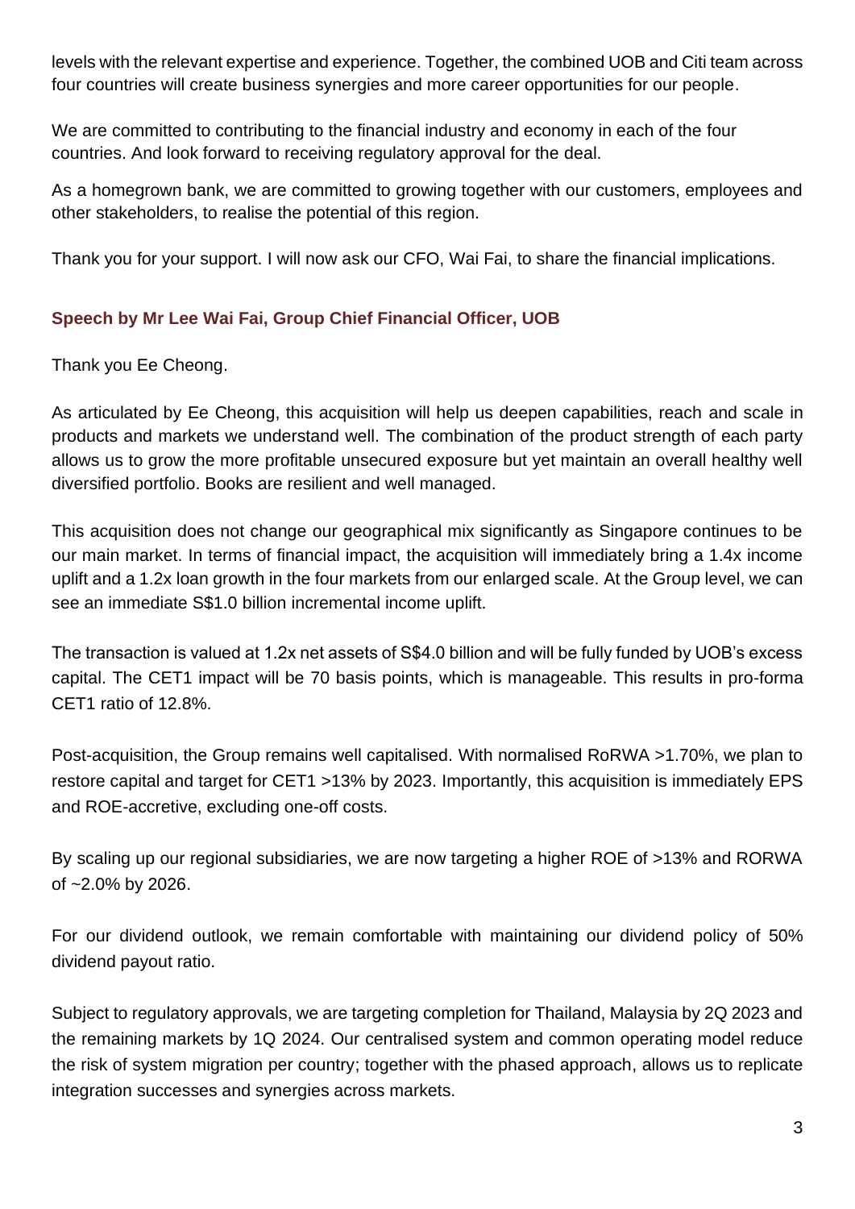levels with the relevant expertise and experience. Together, the combined UOB and Citi team across four countries will create business synergies and more career opportunities for our people.

We are committed to contributing to the financial industry and economy in each of the four countries. And look forward to receiving regulatory approval for the deal.

As a homegrown bank, we are committed to growing together with our customers, employees and other stakeholders, to realise the potential of this region.

Thank you for your support. I will now ask our CFO, Wai Fai, to share the financial implications.

### Speech by Mr Lee Wai Fai, Group Chief Financial Officer, UOB

Thank you Ee Cheong.

As articulated by Ee Cheong, this acquisition will help us deepen capabilities, reach and scale in products and markets we understand well. The combination of the product strength of each party allows us to grow the more profitable unsecured exposure but yet maintain an overall healthy well diversified portfolio. Books are resilient and well managed.

This acquisition does not change our geographical mix significantly as Singapore continues to be our main market. In terms of financial impact, the acquisition will immediately bring a 1.4x income uplift and a 1.2x loan growth in the four markets from our enlarged scale. At the Group level, we can see an immediate S$1.0 billion incremental income uplift.

The transaction is valued at 1.2x net assets of S$4.0 billion and will be fully funded by UOB's excess capital. The CET1 impact will be 70 basis points, which is manageable. This results in pro-forma CET1 ratio of 12.8%.

Post-acquisition, the Group remains well capitalised. With normalised RoRWA >1.70%, we plan to restore capital and target for CET1 >13% by 2023. Importantly, this acquisition is immediately EPS and ROE-accretive, excluding one-off costs.

By scaling up our regional subsidiaries, we are now targeting a higher ROE of >13% and RORWA of ~2.0% by 2026.

For our dividend outlook, we remain comfortable with maintaining our dividend policy of 50% dividend payout ratio.

Subject to regulatory approvals, we are targeting completion for Thailand, Malaysia by 2Q 2023 and the remaining markets by 1Q 2024. Our centralised system and common operating model reduce the risk of system migration per country; together with the phased approach, allows us to replicate integration successes and synergies across markets.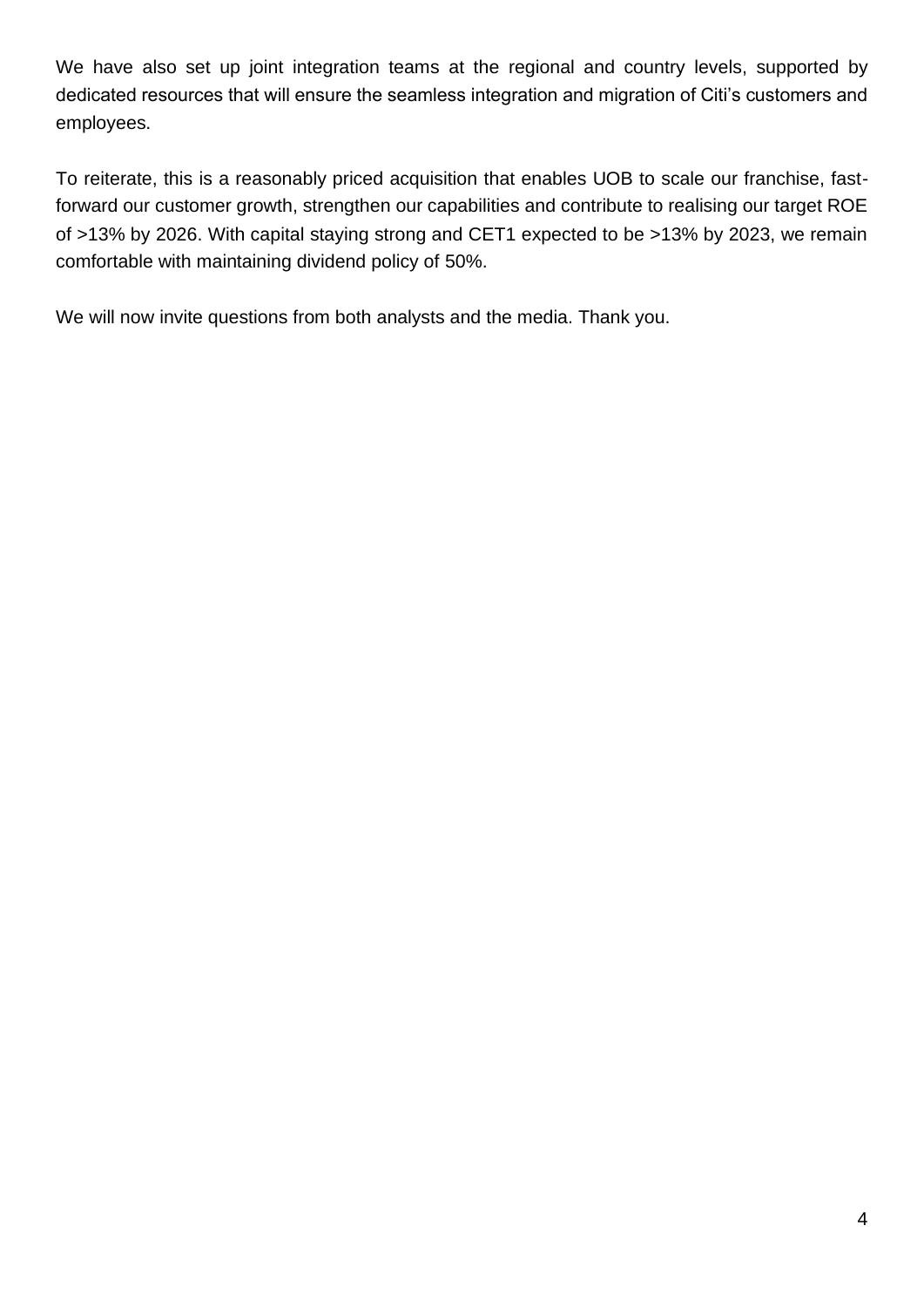We have also set up joint integration teams at the regional and country levels, supported by dedicated resources that will ensure the seamless integration and migration of Citi's customers and employees.

To reiterate, this is a reasonably priced acquisition that enables UOB to scale our franchise, fast-forward our customer growth, strengthen our capabilities and contribute to realising our target ROE of >13% by 2026. With capital staying strong and CET1 expected to be >13% by 2023, we remain comfortable with maintaining dividend policy of 50%.

We will now invite questions from both analysts and the media. Thank you.